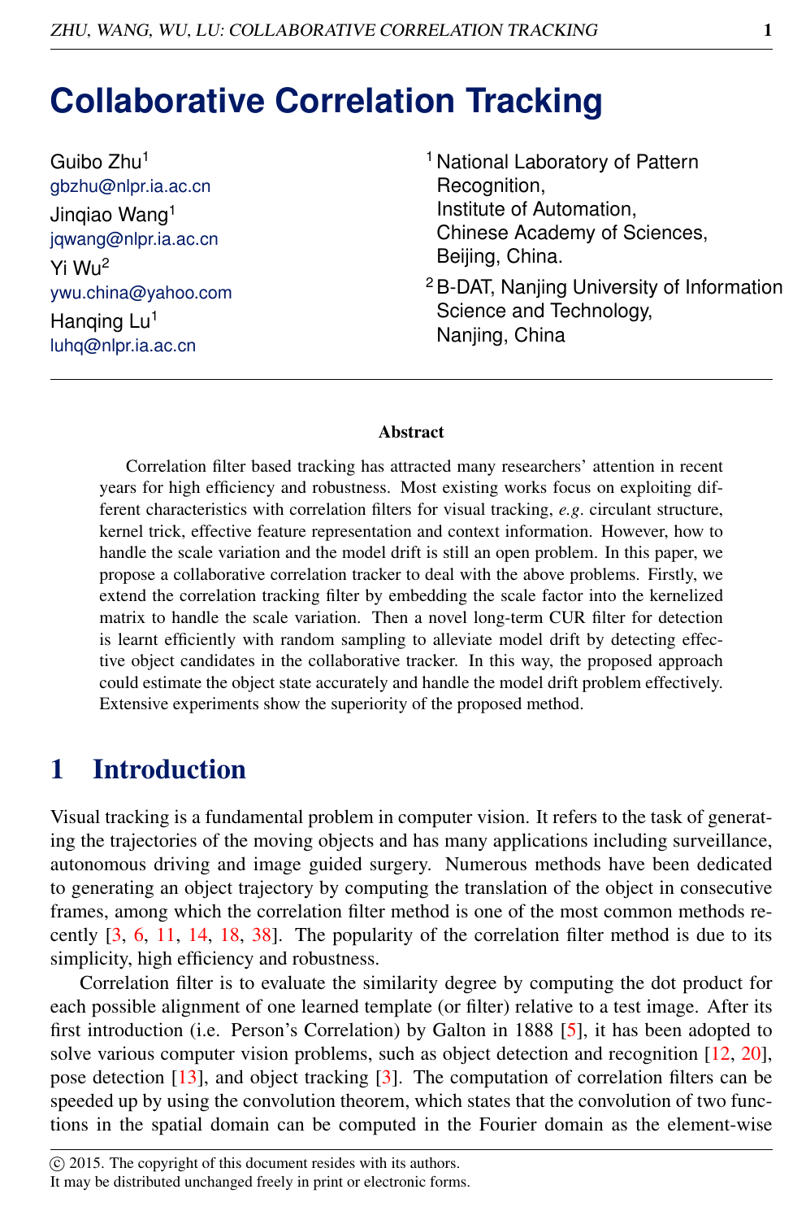# Collaborative Correlation Tracking

Guibo Zhu[1]
gbzhu@nlpr.ia.ac.cn

Jinqiao Wang[1]
jqwang@nlpr.ia.ac.cn

Yi Wu[2]
ywu.china@yahoo.com

Hanqing Lu[1]
luhq@nlpr.ia.ac.cn

[1] National Laboratory of Pattern Recognition, Institute of Automation, Chinese Academy of Sciences, Beijing, China.

[2] B-DAT, Nanjing University of Information Science and Technology, Nanjing, China

### Abstract

Correlation filter based tracking has attracted many researchers' attention in recent years for high efficiency and robustness. Most existing works focus on exploiting different characteristics with correlation filters for visual tracking, *e.g.* circulant structure, kernel trick, effective feature representation and context information. However, how to handle the scale variation and the model drift is still an open problem. In this paper, we propose a collaborative correlation tracker to deal with the above problems. Firstly, we extend the correlation tracking filter by embedding the scale factor into the kernelized matrix to handle the scale variation. Then a novel long-term CUR filter for detection is learnt efficiently with random sampling to alleviate model drift by detecting effective object candidates in the collaborative tracker. In this way, the proposed approach could estimate the object state accurately and handle the model drift problem effectively. Extensive experiments show the superiority of the proposed method.

## 1 Introduction

Visual tracking is a fundamental problem in computer vision. It refers to the task of generating the trajectories of the moving objects and has many applications including surveillance, autonomous driving and image guided surgery. Numerous methods have been dedicated to generating an object trajectory by computing the translation of the object in consecutive frames, among which the correlation filter method is one of the most common methods recently [3, 6, 11, 14, 18, 38]. The popularity of the correlation filter method is due to its simplicity, high efficiency and robustness.

Correlation filter is to evaluate the similarity degree by computing the dot product for each possible alignment of one learned template (or filter) relative to a test image. After its first introduction (i.e. Person's Correlation) by Galton in 1888 [5], it has been adopted to solve various computer vision problems, such as object detection and recognition [12, 20], pose detection [13], and object tracking [3]. The computation of correlation filters can be speeded up by using the convolution theorem, which states that the convolution of two functions in the spatial domain can be computed in the Fourier domain as the element-wise

© 2015. The copyright of this document resides with its authors.
It may be distributed unchanged freely in print or electronic forms.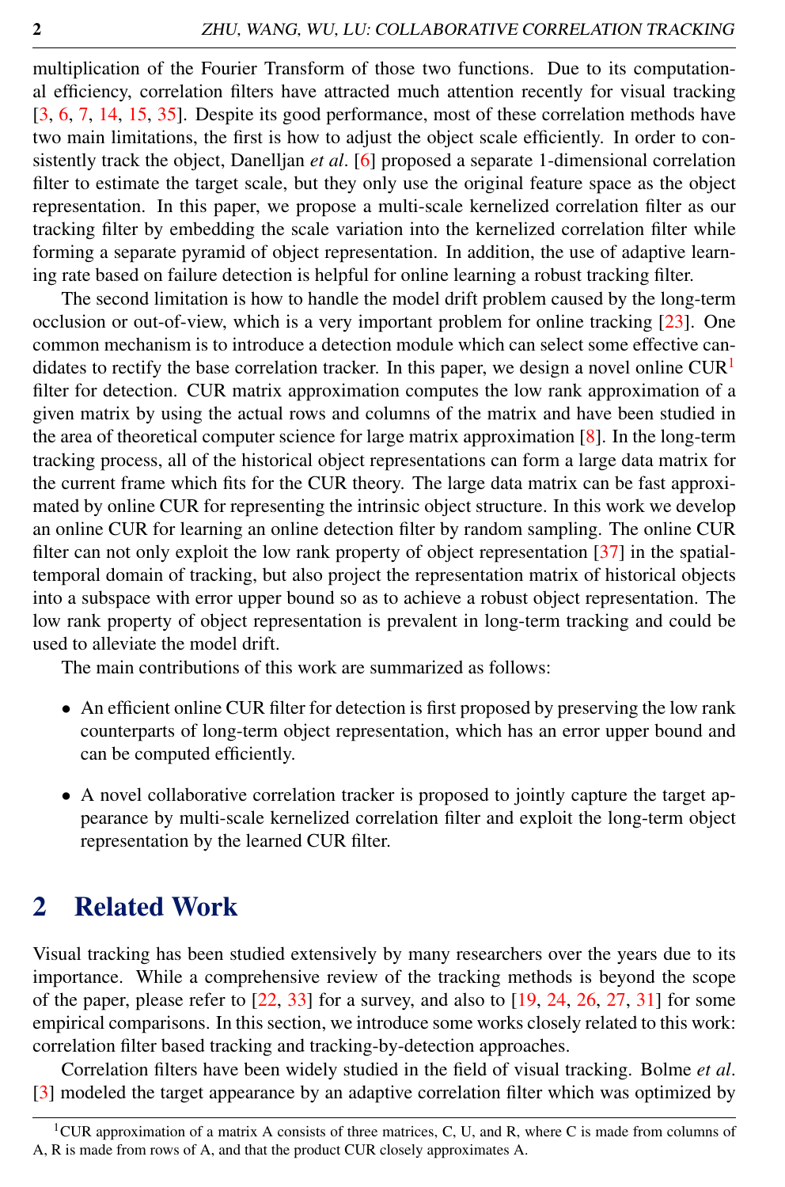multiplication of the Fourier Transform of those two functions. Due to its computational efficiency, correlation filters have attracted much attention recently for visual tracking [3, 6, 7, 14, 15, 35]. Despite its good performance, most of these correlation methods have two main limitations, the first is how to adjust the object scale efficiently. In order to consistently track the object, Danelljan *et al*. [6] proposed a separate 1-dimensional correlation filter to estimate the target scale, but they only use the original feature space as the object representation. In this paper, we propose a multi-scale kernelized correlation filter as our tracking filter by embedding the scale variation into the kernelized correlation filter while forming a separate pyramid of object representation. In addition, the use of adaptive learning rate based on failure detection is helpful for online learning a robust tracking filter.

The second limitation is how to handle the model drift problem caused by the long-term occlusion or out-of-view, which is a very important problem for online tracking [23]. One common mechanism is to introduce a detection module which can select some effective candidates to rectify the base correlation tracker. In this paper, we design a novel online CUR[1] filter for detection. CUR matrix approximation computes the low rank approximation of a given matrix by using the actual rows and columns of the matrix and have been studied in the area of theoretical computer science for large matrix approximation [8]. In the long-term tracking process, all of the historical object representations can form a large data matrix for the current frame which fits for the CUR theory. The large data matrix can be fast approximated by online CUR for representing the intrinsic object structure. In this work we develop an online CUR for learning an online detection filter by random sampling. The online CUR filter can not only exploit the low rank property of object representation [37] in the spatial-temporal domain of tracking, but also project the representation matrix of historical objects into a subspace with error upper bound so as to achieve a robust object representation. The low rank property of object representation is prevalent in long-term tracking and could be used to alleviate the model drift.

The main contributions of this work are summarized as follows:

- An efficient online CUR filter for detection is first proposed by preserving the low rank counterparts of long-term object representation, which has an error upper bound and can be computed efficiently.
- A novel collaborative correlation tracker is proposed to jointly capture the target appearance by multi-scale kernelized correlation filter and exploit the long-term object representation by the learned CUR filter.

## 2 Related Work

Visual tracking has been studied extensively by many researchers over the years due to its importance. While a comprehensive review of the tracking methods is beyond the scope of the paper, please refer to [22, 33] for a survey, and also to [19, 24, 26, 27, 31] for some empirical comparisons. In this section, we introduce some works closely related to this work: correlation filter based tracking and tracking-by-detection approaches.

Correlation filters have been widely studied in the field of visual tracking. Bolme *et al*. [3] modeled the target appearance by an adaptive correlation filter which was optimized by

[1] CUR approximation of a matrix A consists of three matrices, C, U, and R, where C is made from columns of A, R is made from rows of A, and that the product CUR closely approximates A.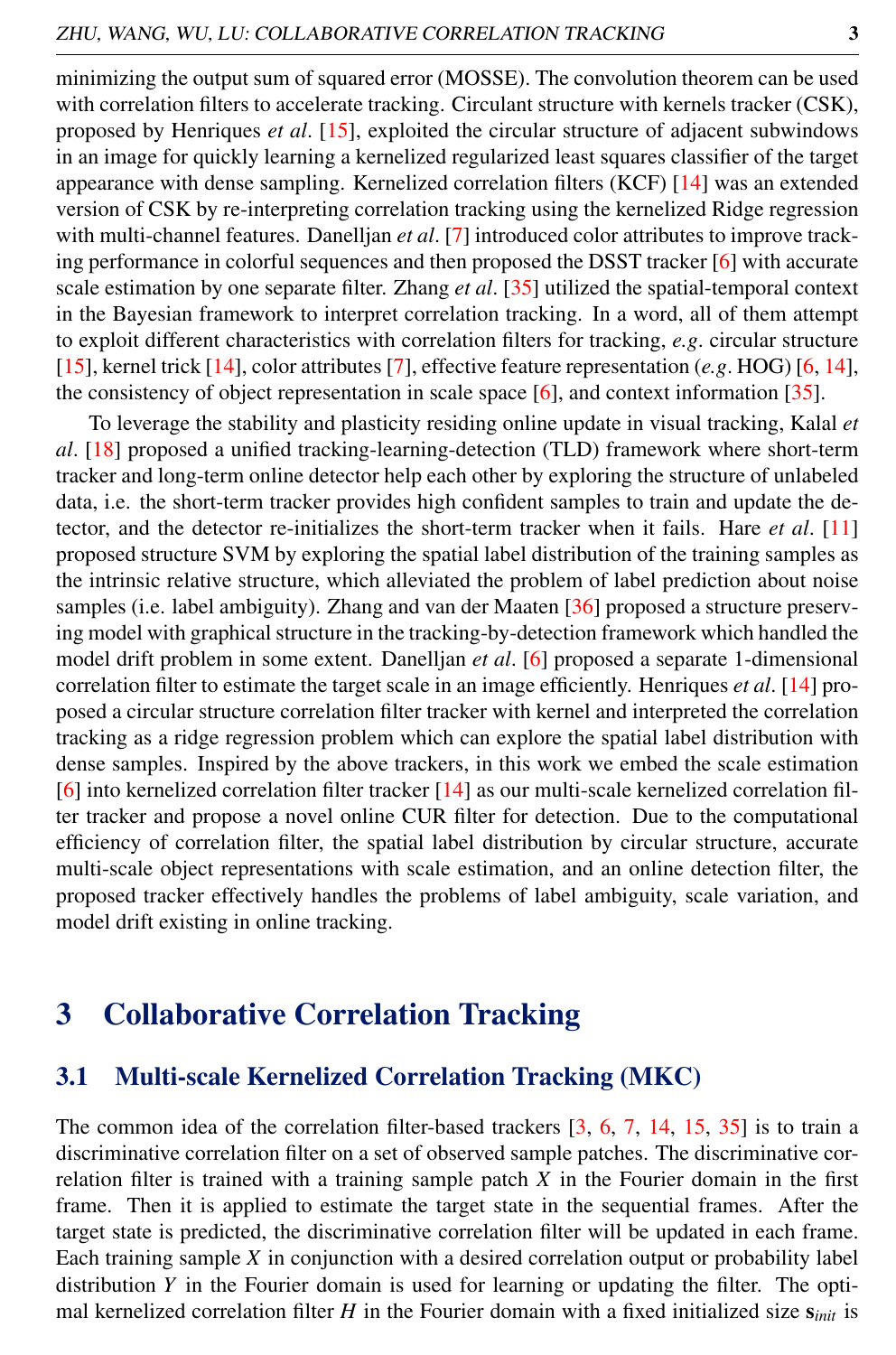minimizing the output sum of squared error (MOSSE). The convolution theorem can be used with correlation filters to accelerate tracking. Circulant structure with kernels tracker (CSK), proposed by Henriques *et al*. [15], exploited the circular structure of adjacent subwindows in an image for quickly learning a kernelized regularized least squares classifier of the target appearance with dense sampling. Kernelized correlation filters (KCF) [14] was an extended version of CSK by re-interpreting correlation tracking using the kernelized Ridge regression with multi-channel features. Danelljan *et al*. [7] introduced color attributes to improve tracking performance in colorful sequences and then proposed the DSST tracker [6] with accurate scale estimation by one separate filter. Zhang *et al*. [35] utilized the spatial-temporal context in the Bayesian framework to interpret correlation tracking. In a word, all of them attempt to exploit different characteristics with correlation filters for tracking, *e.g*. circular structure [15], kernel trick [14], color attributes [7], effective feature representation (*e.g*. HOG) [6, 14], the consistency of object representation in scale space [6], and context information [35].

To leverage the stability and plasticity residing online update in visual tracking, Kalal *et al*. [18] proposed a unified tracking-learning-detection (TLD) framework where short-term tracker and long-term online detector help each other by exploring the structure of unlabeled data, i.e. the short-term tracker provides high confident samples to train and update the detector, and the detector re-initializes the short-term tracker when it fails. Hare *et al*. [11] proposed structure SVM by exploring the spatial label distribution of the training samples as the intrinsic relative structure, which alleviated the problem of label prediction about noise samples (i.e. label ambiguity). Zhang and van der Maaten [36] proposed a structure preserving model with graphical structure in the tracking-by-detection framework which handled the model drift problem in some extent. Danelljan *et al*. [6] proposed a separate 1-dimensional correlation filter to estimate the target scale in an image efficiently. Henriques *et al*. [14] proposed a circular structure correlation filter tracker with kernel and interpreted the correlation tracking as a ridge regression problem which can explore the spatial label distribution with dense samples. Inspired by the above trackers, in this work we embed the scale estimation [6] into kernelized correlation filter tracker [14] as our multi-scale kernelized correlation filter tracker and propose a novel online CUR filter for detection. Due to the computational efficiency of correlation filter, the spatial label distribution by circular structure, accurate multi-scale object representations with scale estimation, and an online detection filter, the proposed tracker effectively handles the problems of label ambiguity, scale variation, and model drift existing in online tracking.

# 3 Collaborative Correlation Tracking

## 3.1 Multi-scale Kernelized Correlation Tracking (MKC)

The common idea of the correlation filter-based trackers [3, 6, 7, 14, 15, 35] is to train a discriminative correlation filter on a set of observed sample patches. The discriminative correlation filter is trained with a training sample patch $X$ in the Fourier domain in the first frame. Then it is applied to estimate the target state in the sequential frames. After the target state is predicted, the discriminative correlation filter will be updated in each frame. Each training sample $X$ in conjunction with a desired correlation output or probability label distribution $Y$ in the Fourier domain is used for learning or updating the filter. The optimal kernelized correlation filter $H$ in the Fourier domain with a fixed initialized size $\mathbf{s}_{init}$ is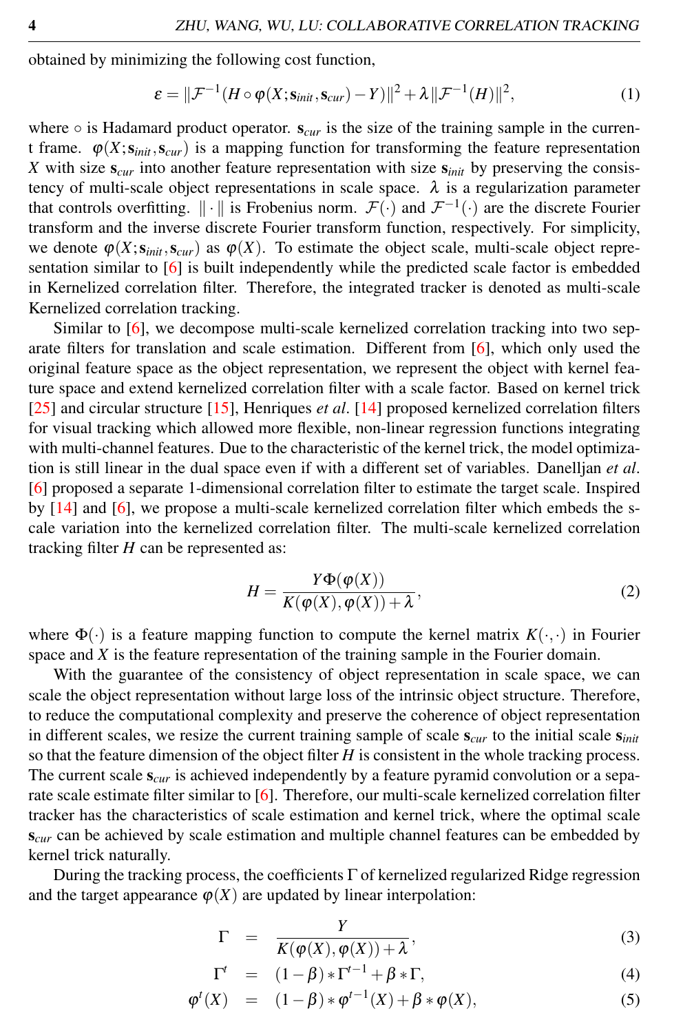obtained by minimizing the following cost function,

$$\varepsilon = \|\mathcal{F}^{-1}(H \circ \varphi(X;\mathbf{s}_{init},\mathbf{s}_{cur}) - Y)\|^2 + \lambda \|\mathcal{F}^{-1}(H)\|^2, \tag{1}$$

where $\circ$ is Hadamard product operator. $\mathbf{s}_{cur}$ is the size of the training sample in the current frame. $\varphi(X;\mathbf{s}_{init},\mathbf{s}_{cur})$ is a mapping function for transforming the feature representation $X$ with size $\mathbf{s}_{cur}$ into another feature representation with size $\mathbf{s}_{init}$ by preserving the consistency of multi-scale object representations in scale space. $\lambda$ is a regularization parameter that controls overfitting. $\|\cdot\|$ is Frobenius norm. $\mathcal{F}(\cdot)$ and $\mathcal{F}^{-1}(\cdot)$ are the discrete Fourier transform and the inverse discrete Fourier transform function, respectively. For simplicity, we denote $\varphi(X;\mathbf{s}_{init},\mathbf{s}_{cur})$ as $\varphi(X)$. To estimate the object scale, multi-scale object representation similar to [6] is built independently while the predicted scale factor is embedded in Kernelized correlation filter. Therefore, the integrated tracker is denoted as multi-scale Kernelized correlation tracking.

Similar to [6], we decompose multi-scale kernelized correlation tracking into two separate filters for translation and scale estimation. Different from [6], which only used the original feature space as the object representation, we represent the object with kernel feature space and extend kernelized correlation filter with a scale factor. Based on kernel trick [25] and circular structure [15], Henriques *et al*. [14] proposed kernelized correlation filters for visual tracking which allowed more flexible, non-linear regression functions integrating with multi-channel features. Due to the characteristic of the kernel trick, the model optimization is still linear in the dual space even if with a different set of variables. Danelljan *et al*. [6] proposed a separate 1-dimensional correlation filter to estimate the target scale. Inspired by [14] and [6], we propose a multi-scale kernelized correlation filter which embeds the scale variation into the kernelized correlation filter. The multi-scale kernelized correlation tracking filter $H$ can be represented as:

$$H = \frac{Y\Phi(\varphi(X))}{K(\varphi(X),\varphi(X)) + \lambda}, \tag{2}$$

where $\Phi(\cdot)$ is a feature mapping function to compute the kernel matrix $K(\cdot,\cdot)$ in Fourier space and $X$ is the feature representation of the training sample in the Fourier domain.

With the guarantee of the consistency of object representation in scale space, we can scale the object representation without large loss of the intrinsic object structure. Therefore, to reduce the computational complexity and preserve the coherence of object representation in different scales, we resize the current training sample of scale $\mathbf{s}_{cur}$ to the initial scale $\mathbf{s}_{init}$ so that the feature dimension of the object filter $H$ is consistent in the whole tracking process. The current scale $\mathbf{s}_{cur}$ is achieved independently by a feature pyramid convolution or a separate scale estimate filter similar to [6]. Therefore, our multi-scale kernelized correlation filter tracker has the characteristics of scale estimation and kernel trick, where the optimal scale $\mathbf{s}_{cur}$ can be achieved by scale estimation and multiple channel features can be embedded by kernel trick naturally.

During the tracking process, the coefficients $\Gamma$ of kernelized regularized Ridge regression and the target appearance $\varphi(X)$ are updated by linear interpolation:

$$\Gamma = \frac{Y}{K(\varphi(X),\varphi(X)) + \lambda}, \tag{3}$$

$$\Gamma^t = (1-\beta) * \Gamma^{t-1} + \beta * \Gamma, \tag{4}$$

$$\varphi^t(X) = (1-\beta) * \varphi^{t-1}(X) + \beta * \varphi(X), \tag{5}$$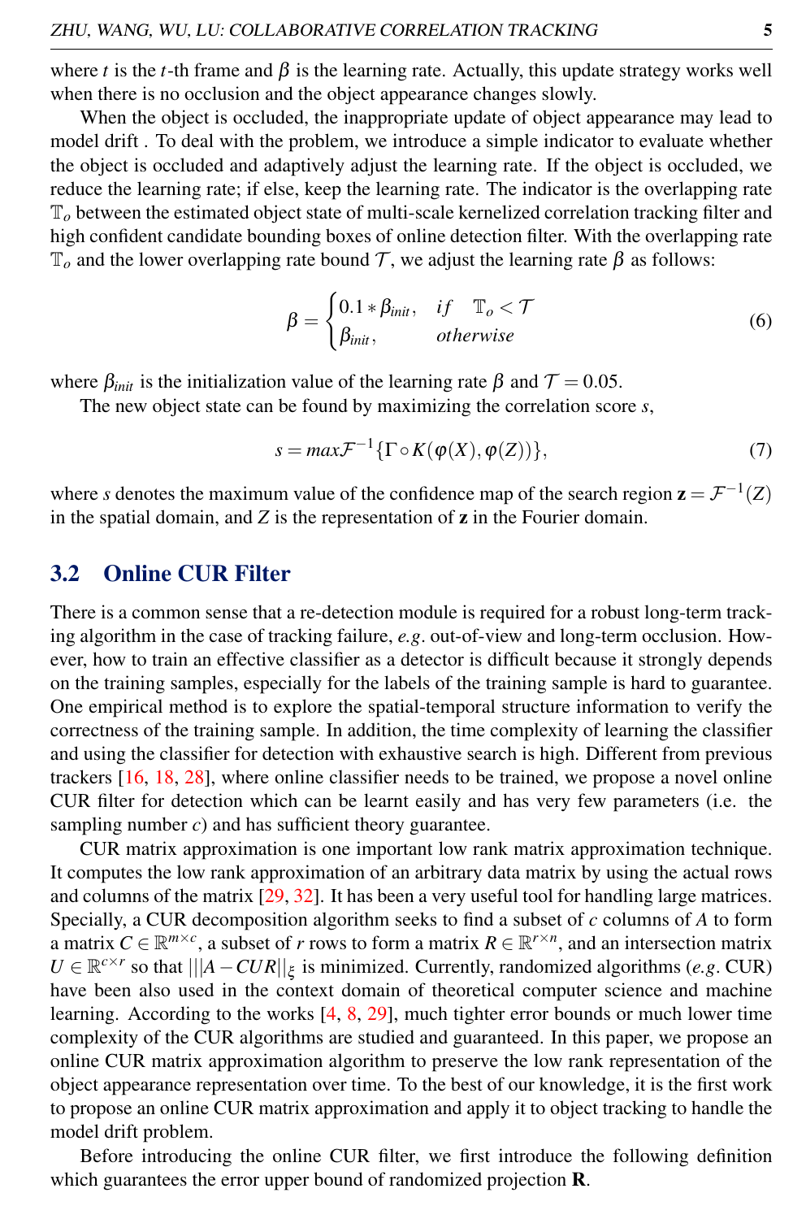where $t$ is the $t$-th frame and $\beta$ is the learning rate. Actually, this update strategy works well when there is no occlusion and the object appearance changes slowly.

When the object is occluded, the inappropriate update of object appearance may lead to model drift . To deal with the problem, we introduce a simple indicator to evaluate whether the object is occluded and adaptively adjust the learning rate. If the object is occluded, we reduce the learning rate; if else, keep the learning rate. The indicator is the overlapping rate $\mathbb{T}_o$ between the estimated object state of multi-scale kernelized correlation tracking filter and high confident candidate bounding boxes of online detection filter. With the overlapping rate $\mathbb{T}_o$ and the lower overlapping rate bound $\mathcal{T}$, we adjust the learning rate $\beta$ as follows:

$$\beta = \begin{cases} 0.1 * \beta_{init}, & if \quad \mathbb{T}_o < \mathcal{T} \\ \beta_{init}, & otherwise \end{cases} \tag{6}$$

where $\beta_{init}$ is the initialization value of the learning rate $\beta$ and $\mathcal{T} = 0.05$.

The new object state can be found by maximizing the correlation score $s$,

$$s = max \mathcal{F}^{-1}\{\Gamma \circ K(\varphi(X), \varphi(Z))\}, \tag{7}$$

where $s$ denotes the maximum value of the confidence map of the search region $\mathbf{z} = \mathcal{F}^{-1}(Z)$ in the spatial domain, and $Z$ is the representation of $\mathbf{z}$ in the Fourier domain.

## 3.2 Online CUR Filter

There is a common sense that a re-detection module is required for a robust long-term tracking algorithm in the case of tracking failure, *e.g.* out-of-view and long-term occlusion. However, how to train an effective classifier as a detector is difficult because it strongly depends on the training samples, especially for the labels of the training sample is hard to guarantee. One empirical method is to explore the spatial-temporal structure information to verify the correctness of the training sample. In addition, the time complexity of learning the classifier and using the classifier for detection with exhaustive search is high. Different from previous trackers [16, 18, 28], where online classifier needs to be trained, we propose a novel online CUR filter for detection which can be learnt easily and has very few parameters (i.e. the sampling number $c$) and has sufficient theory guarantee.

CUR matrix approximation is one important low rank matrix approximation technique. It computes the low rank approximation of an arbitrary data matrix by using the actual rows and columns of the matrix [29, 32]. It has been a very useful tool for handling large matrices. Specially, a CUR decomposition algorithm seeks to find a subset of $c$ columns of $A$ to form a matrix $C \in \mathbb{R}^{m \times c}$, a subset of $r$ rows to form a matrix $R \in \mathbb{R}^{r \times n}$, and an intersection matrix $U \in \mathbb{R}^{c \times r}$ so that $\||A - CUR||_\xi$ is minimized. Currently, randomized algorithms (*e.g.* CUR) have been also used in the context domain of theoretical computer science and machine learning. According to the works [4, 8, 29], much tighter error bounds or much lower time complexity of the CUR algorithms are studied and guaranteed. In this paper, we propose an online CUR matrix approximation algorithm to preserve the low rank representation of the object appearance representation over time. To the best of our knowledge, it is the first work to propose an online CUR matrix approximation and apply it to object tracking to handle the model drift problem.

Before introducing the online CUR filter, we first introduce the following definition which guarantees the error upper bound of randomized projection $\mathbf{R}$.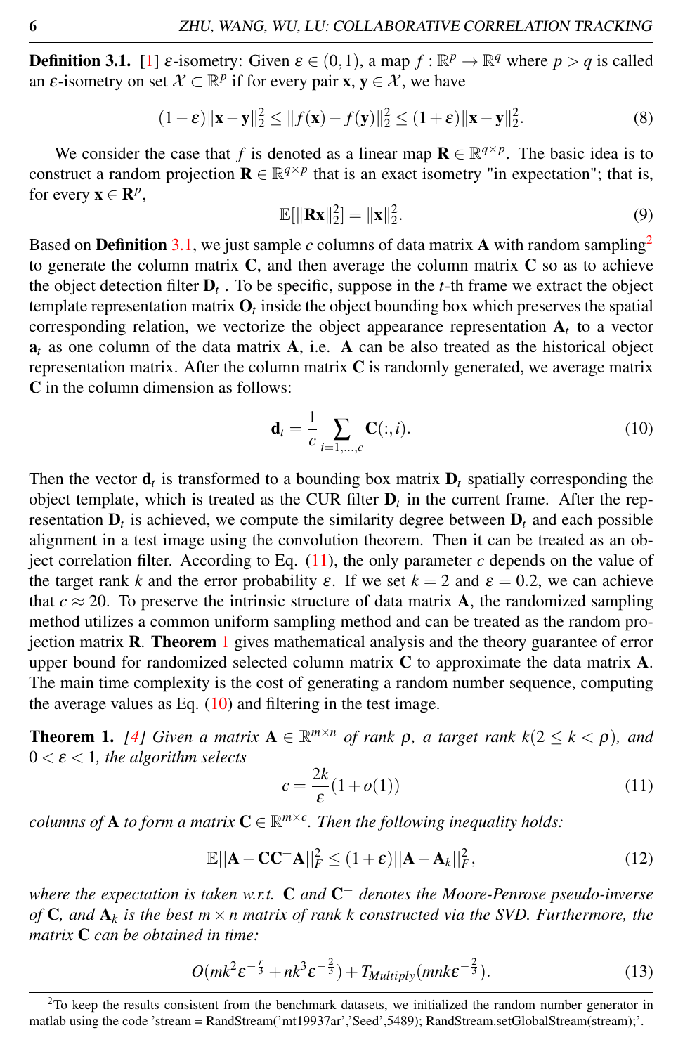**Definition 3.1.** [1] $\varepsilon$-isometry: Given $\varepsilon \in (0,1)$, a map $f : \mathbb{R}^p \rightarrow \mathbb{R}^q$ where $p > q$ is called an $\varepsilon$-isometry on set $\mathcal{X} \subset \mathbb{R}^p$ if for every pair $\mathbf{x}, \mathbf{y} \in \mathcal{X}$, we have

$$(1-\varepsilon)\|\mathbf{x}-\mathbf{y}\|_2^2 \leq \|f(\mathbf{x})-f(\mathbf{y})\|_2^2 \leq (1+\varepsilon)\|\mathbf{x}-\mathbf{y}\|_2^2. \tag{8}$$

We consider the case that $f$ is denoted as a linear map $\mathbf{R} \in \mathbb{R}^{q\times p}$. The basic idea is to construct a random projection $\mathbf{R} \in \mathbb{R}^{q\times p}$ that is an exact isometry "in expectation"; that is, for every $\mathbf{x} \in \mathbf{R}^p$,

$$\mathbb{E}[\|\mathbf{R}\mathbf{x}\|_2^2] = \|\mathbf{x}\|_2^2. \tag{9}$$

Based on **Definition** 3.1, we just sample $c$ columns of data matrix $\mathbf{A}$ with random sampling[2] to generate the column matrix $\mathbf{C}$, and then average the column matrix $\mathbf{C}$ so as to achieve the object detection filter $\mathbf{D}_t$ . To be specific, suppose in the $t$-th frame we extract the object template representation matrix $\mathbf{O}_t$ inside the object bounding box which preserves the spatial corresponding relation, we vectorize the object appearance representation $\mathbf{A}_t$ to a vector $\mathbf{a}_t$ as one column of the data matrix $\mathbf{A}$, i.e. $\mathbf{A}$ can be also treated as the historical object representation matrix. After the column matrix $\mathbf{C}$ is randomly generated, we average matrix $\mathbf{C}$ in the column dimension as follows:

$$\mathbf{d}_t = \frac{1}{c}\sum_{i=1,\ldots,c}\mathbf{C}(:,i). \tag{10}$$

Then the vector $\mathbf{d}_t$ is transformed to a bounding box matrix $\mathbf{D}_t$ spatially corresponding the object template, which is treated as the CUR filter $\mathbf{D}_t$ in the current frame. After the representation $\mathbf{D}_t$ is achieved, we compute the similarity degree between $\mathbf{D}_t$ and each possible alignment in a test image using the convolution theorem. Then it can be treated as an object correlation filter. According to Eq. (11), the only parameter $c$ depends on the value of the target rank $k$ and the error probability $\varepsilon$. If we set $k = 2$ and $\varepsilon = 0.2$, we can achieve that $c \approx 20$. To preserve the intrinsic structure of data matrix $\mathbf{A}$, the randomized sampling method utilizes a common uniform sampling method and can be treated as the random projection matrix $\mathbf{R}$. **Theorem** 1 gives mathematical analysis and the theory guarantee of error upper bound for randomized selected column matrix $\mathbf{C}$ to approximate the data matrix $\mathbf{A}$. The main time complexity is the cost of generating a random number sequence, computing the average values as Eq. (10) and filtering in the test image.

**Theorem 1.** *[4] Given a matrix $\mathbf{A} \in \mathbb{R}^{m\times n}$ of rank $\rho$, a target rank $k (2 \leq k < \rho)$, and $0 < \varepsilon < 1$, the algorithm selects*

$$c = \frac{2k}{\varepsilon}(1+o(1)) \tag{11}$$

*columns of $\mathbf{A}$ to form a matrix $\mathbf{C} \in \mathbb{R}^{m\times c}$. Then the following inequality holds:*

$$\mathbb{E}||\mathbf{A}-\mathbf{C}\mathbf{C}^{+}\mathbf{A}||_F^2 \leq (1+\varepsilon)||\mathbf{A}-\mathbf{A}_k||_F^2, \tag{12}$$

*where the expectation is taken w.r.t. $\mathbf{C}$ and $\mathbf{C}^{+}$ denotes the Moore-Penrose pseudo-inverse of $\mathbf{C}$, and $\mathbf{A}_k$ is the best $m\times n$ matrix of rank $k$ constructed via the SVD. Furthermore, the matrix $\mathbf{C}$ can be obtained in time:*

$$O(mk^2\varepsilon^{-\frac{r}{3}} + nk^3\varepsilon^{-\frac{2}{3}}) + T_{Multiply}(mnk\varepsilon^{-\frac{2}{3}}). \tag{13}$$

[2] To keep the results consistent from the benchmark datasets, we initialized the random number generator in matlab using the code 'stream = RandStream('mt19937ar','Seed',5489); RandStream.setGlobalStream(stream);'.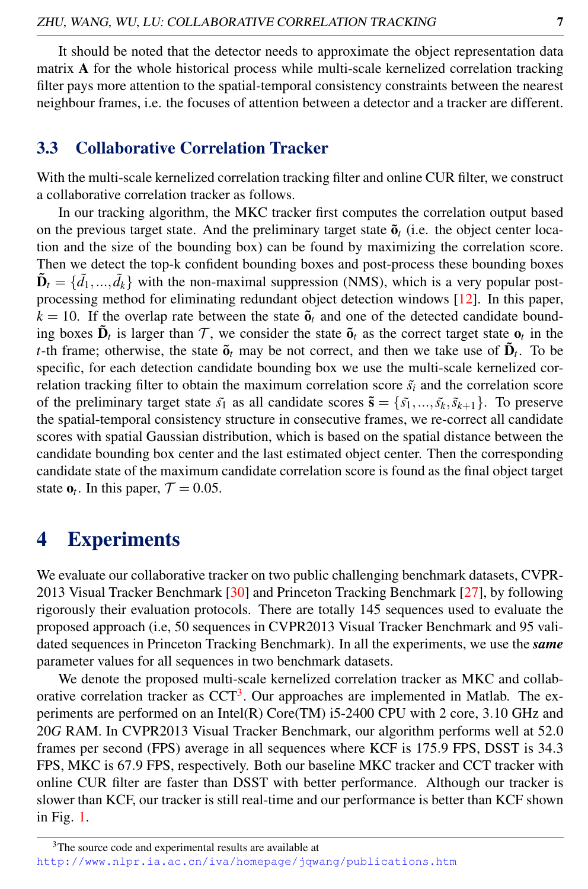It should be noted that the detector needs to approximate the object representation data matrix $\mathbf{A}$ for the whole historical process while multi-scale kernelized correlation tracking filter pays more attention to the spatial-temporal consistency constraints between the nearest neighbour frames, i.e. the focuses of attention between a detector and a tracker are different.

## 3.3 Collaborative Correlation Tracker

With the multi-scale kernelized correlation tracking filter and online CUR filter, we construct a collaborative correlation tracker as follows.

In our tracking algorithm, the MKC tracker first computes the correlation output based on the previous target state. And the preliminary target state $\tilde{\mathbf{o}}_t$ (i.e. the object center location and the size of the bounding box) can be found by maximizing the correlation score. Then we detect the top-k confident bounding boxes and post-process these bounding boxes $\tilde{\mathbf{D}}_t = \{\tilde{d}_1, ..., \tilde{d}_k\}$ with the non-maximal suppression (NMS), which is a very popular post-processing method for eliminating redundant object detection windows [12]. In this paper, $k = 10$. If the overlap rate between the state $\tilde{\mathbf{o}}_t$ and one of the detected candidate bounding boxes $\tilde{\mathbf{D}}_t$ is larger than $\mathcal{T}$, we consider the state $\tilde{\mathbf{o}}_t$ as the correct target state $\mathbf{o}_t$ in the $t$-th frame; otherwise, the state $\tilde{\mathbf{o}}_t$ may be not correct, and then we take use of $\tilde{\mathbf{D}}_t$. To be specific, for each detection candidate bounding box we use the multi-scale kernelized correlation tracking filter to obtain the maximum correlation score $\tilde{s_i}$ and the correlation score of the preliminary target state $\tilde{s_1}$ as all candidate scores $\tilde{\mathbf{s}} = \{\tilde{s_1}, ..., \tilde{s_k}, \tilde{s}_{k+1}\}$. To preserve the spatial-temporal consistency structure in consecutive frames, we re-correct all candidate scores with spatial Gaussian distribution, which is based on the spatial distance between the candidate bounding box center and the last estimated object center. Then the corresponding candidate state of the maximum candidate correlation score is found as the final object target state $\mathbf{o}_t$. In this paper, $\mathcal{T} = 0.05$.

# 4 Experiments

We evaluate our collaborative tracker on two public challenging benchmark datasets, CVPR-2013 Visual Tracker Benchmark [30] and Princeton Tracking Benchmark [27], by following rigorously their evaluation protocols. There are totally 145 sequences used to evaluate the proposed approach (i.e, 50 sequences in CVPR2013 Visual Tracker Benchmark and 95 validated sequences in Princeton Tracking Benchmark). In all the experiments, we use the ***same*** parameter values for all sequences in two benchmark datasets.

We denote the proposed multi-scale kernelized correlation tracker as MKC and collaborative correlation tracker as CCT[3]. Our approaches are implemented in Matlab. The experiments are performed on an Intel(R) Core(TM) i5-2400 CPU with 2 core, 3.10 GHz and 20$G$ RAM. In CVPR2013 Visual Tracker Benchmark, our algorithm performs well at 52.0 frames per second (FPS) average in all sequences where KCF is 175.9 FPS, DSST is 34.3 FPS, MKC is 67.9 FPS, respectively. Both our baseline MKC tracker and CCT tracker with online CUR filter are faster than DSST with better performance. Although our tracker is slower than KCF, our tracker is still real-time and our performance is better than KCF shown in Fig. 1.

[3] The source code and experimental results are available at
http://www.nlpr.ia.ac.cn/iva/homepage/jqwang/publications.htm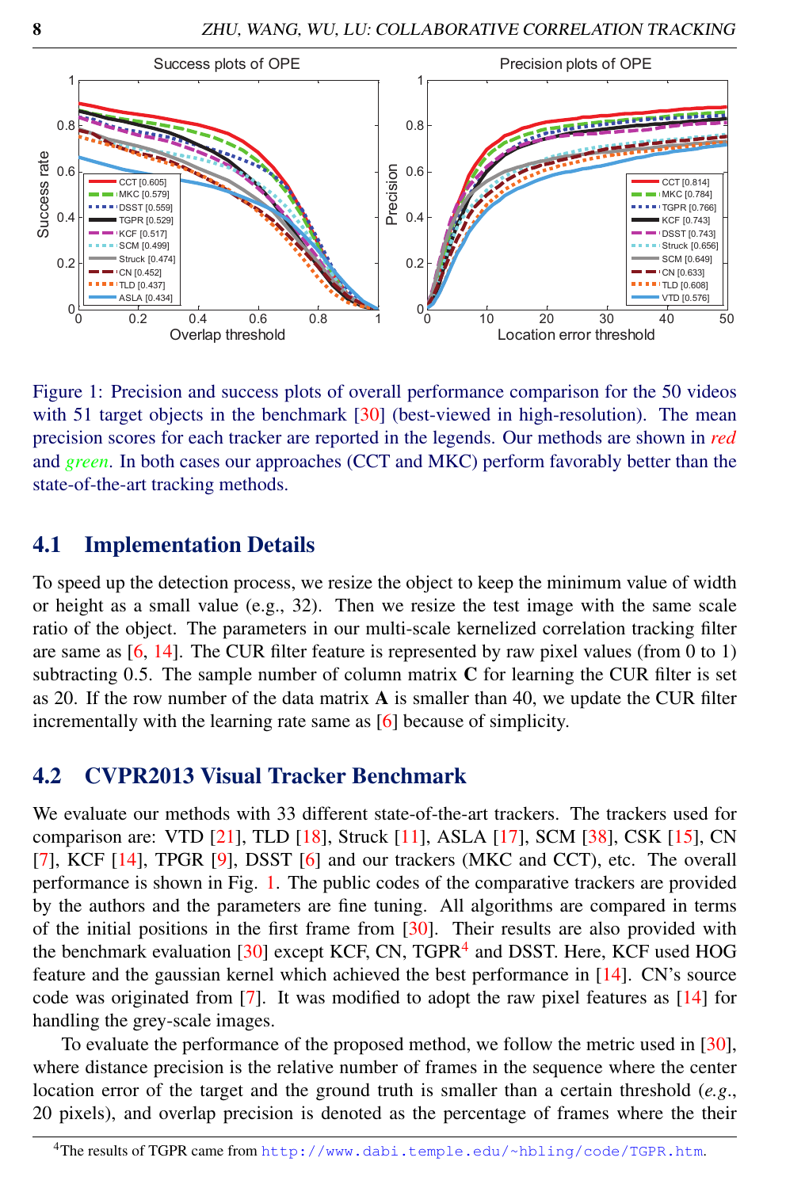Figure 1: Precision and success plots of overall performance comparison for the 50 videos with 51 target objects in the benchmark [30] (best-viewed in high-resolution). The mean precision scores for each tracker are reported in the legends. Our methods are shown in *red* and *green*. In both cases our approaches (CCT and MKC) perform favorably better than the state-of-the-art tracking methods.

## 4.1 Implementation Details

To speed up the detection process, we resize the object to keep the minimum value of width or height as a small value (e.g., 32). Then we resize the test image with the same scale ratio of the object. The parameters in our multi-scale kernelized correlation tracking filter are same as [6, 14]. The CUR filter feature is represented by raw pixel values (from 0 to 1) subtracting 0.5. The sample number of column matrix $\mathbf{C}$ for learning the CUR filter is set as 20. If the row number of the data matrix $\mathbf{A}$ is smaller than 40, we update the CUR filter incrementally with the learning rate same as [6] because of simplicity.

## 4.2 CVPR2013 Visual Tracker Benchmark

We evaluate our methods with 33 different state-of-the-art trackers. The trackers used for comparison are: VTD [21], TLD [18], Struck [11], ASLA [17], SCM [38], CSK [15], CN [7], KCF [14], TPGR [9], DSST [6] and our trackers (MKC and CCT), etc. The overall performance is shown in Fig. 1. The public codes of the comparative trackers are provided by the authors and the parameters are fine tuning. All algorithms are compared in terms of the initial positions in the first frame from [30]. Their results are also provided with the benchmark evaluation [30] except KCF, CN, TGPR[4] and DSST. Here, KCF used HOG feature and the gaussian kernel which achieved the best performance in [14]. CN's source code was originated from [7]. It was modified to adopt the raw pixel features as [14] for handling the grey-scale images.

To evaluate the performance of the proposed method, we follow the metric used in [30], where distance precision is the relative number of frames in the sequence where the center location error of the target and the ground truth is smaller than a certain threshold (*e.g.*, 20 pixels), and overlap precision is denoted as the percentage of frames where the their

[4] The results of TGPR came from http://www.dabi.temple.edu/~hbling/code/TGPR.htm.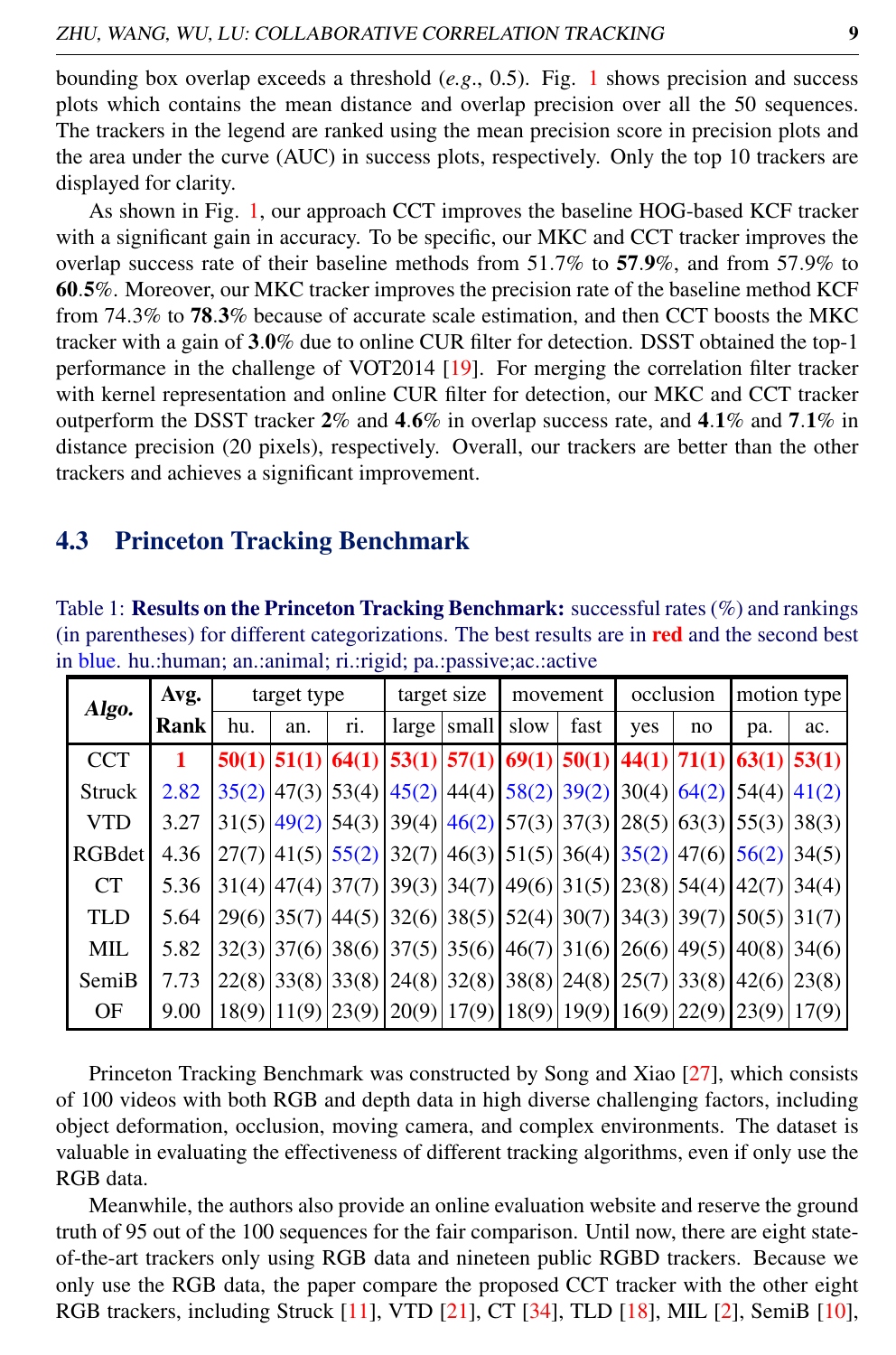bounding box overlap exceeds a threshold (*e.g.*, 0.5). Fig. 1 shows precision and success plots which contains the mean distance and overlap precision over all the 50 sequences. The trackers in the legend are ranked using the mean precision score in precision plots and the area under the curve (AUC) in success plots, respectively. Only the top 10 trackers are displayed for clarity.

As shown in Fig. 1, our approach CCT improves the baseline HOG-based KCF tracker with a significant gain in accuracy. To be specific, our MKC and CCT tracker improves the overlap success rate of their baseline methods from 51.7% to **57.9**%, and from 57.9% to **60.5**%. Moreover, our MKC tracker improves the precision rate of the baseline method KCF from 74.3% to **78.3**% because of accurate scale estimation, and then CCT boosts the MKC tracker with a gain of **3.0**% due to online CUR filter for detection. DSST obtained the top-1 performance in the challenge of VOT2014 [19]. For merging the correlation filter tracker with kernel representation and online CUR filter for detection, our MKC and CCT tracker outperform the DSST tracker **2**% and **4.6**% in overlap success rate, and **4.1**% and **7.1**% in distance precision (20 pixels), respectively. Overall, our trackers are better than the other trackers and achieves a significant improvement.

## 4.3 Princeton Tracking Benchmark

Table 1: **Results on the Princeton Tracking Benchmark:** successful rates (%) and rankings (in parentheses) for different categorizations. The best results are in **red** and the second best in blue. hu.:human; an.:animal; ri.:rigid; pa.:passive;ac.:active

| *Algo.* | Avg. | target type | | | target size | | movement | | occlusion | | motion type | |
|---|---|---|---|---|---|---|---|---|---|---|---|---|
| | **Rank** | hu. | an. | ri. | large | small | slow | fast | yes | no | pa. | ac. |
| CCT | **1** | **50(1)** | **51(1)** | **64(1)** | **53(1)** | **57(1)** | **69(1)** | **50(1)** | **44(1)** | **71(1)** | **63(1)** | **53(1)** |
| Struck | 2.82 | 35(2) | 47(3) | 53(4) | 45(2) | 44(4) | 58(2) | 39(2) | 30(4) | 64(2) | 54(4) | 41(2) |
| VTD | 3.27 | 31(5) | 49(2) | 54(3) | 39(4) | 46(2) | 57(3) | 37(3) | 28(5) | 63(3) | 55(3) | 38(3) |
| RGBdet | 4.36 | 27(7) | 41(5) | 55(2) | 32(7) | 46(3) | 51(5) | 36(4) | 35(2) | 47(6) | 56(2) | 34(5) |
| CT | 5.36 | 31(4) | 47(4) | 37(7) | 39(3) | 34(7) | 49(6) | 31(5) | 23(8) | 54(4) | 42(7) | 34(4) |
| TLD | 5.64 | 29(6) | 35(7) | 44(5) | 32(6) | 38(5) | 52(4) | 30(7) | 34(3) | 39(7) | 50(5) | 31(7) |
| MIL | 5.82 | 32(3) | 37(6) | 38(6) | 37(5) | 35(6) | 46(7) | 31(6) | 26(6) | 49(5) | 40(8) | 34(6) |
| SemiB | 7.73 | 22(8) | 33(8) | 33(8) | 24(8) | 32(8) | 38(8) | 24(8) | 25(7) | 33(8) | 42(6) | 23(8) |
| OF | 9.00 | 18(9) | 11(9) | 23(9) | 20(9) | 17(9) | 18(9) | 19(9) | 16(9) | 22(9) | 23(9) | 17(9) |

Princeton Tracking Benchmark was constructed by Song and Xiao [27], which consists of 100 videos with both RGB and depth data in high diverse challenging factors, including object deformation, occlusion, moving camera, and complex environments. The dataset is valuable in evaluating the effectiveness of different tracking algorithms, even if only use the RGB data.

Meanwhile, the authors also provide an online evaluation website and reserve the ground truth of 95 out of the 100 sequences for the fair comparison. Until now, there are eight state-of-the-art trackers only using RGB data and nineteen public RGBD trackers. Because we only use the RGB data, the paper compare the proposed CCT tracker with the other eight RGB trackers, including Struck [11], VTD [21], CT [34], TLD [18], MIL [2], SemiB [10],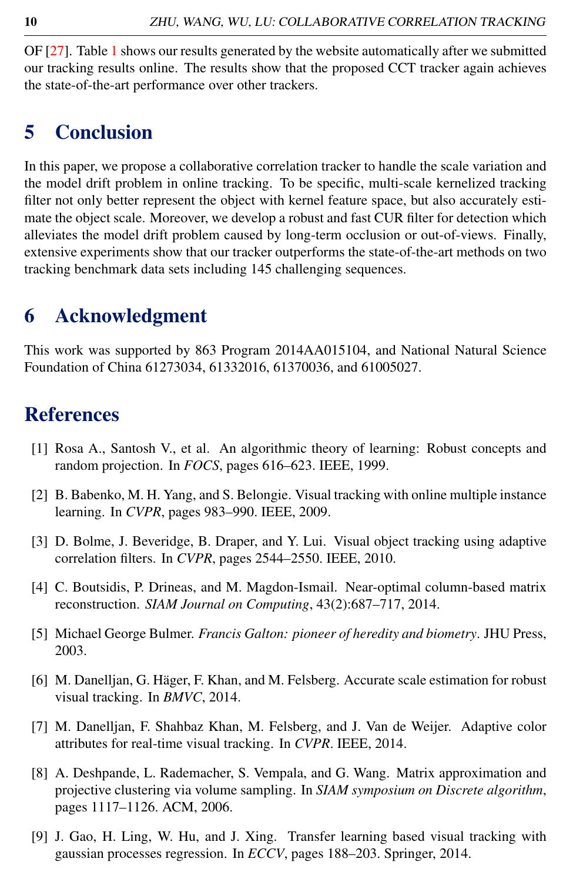OF [27]. Table 1 shows our results generated by the website automatically after we submitted our tracking results online. The results show that the proposed CCT tracker again achieves the state-of-the-art performance over other trackers.

# 5 Conclusion

In this paper, we propose a collaborative correlation tracker to handle the scale variation and the model drift problem in online tracking. To be specific, multi-scale kernelized tracking filter not only better represent the object with kernel feature space, but also accurately estimate the object scale. Moreover, we develop a robust and fast CUR filter for detection which alleviates the model drift problem caused by long-term occlusion or out-of-views. Finally, extensive experiments show that our tracker outperforms the state-of-the-art methods on two tracking benchmark data sets including 145 challenging sequences.

# 6 Acknowledgment

This work was supported by 863 Program 2014AA015104, and National Natural Science Foundation of China 61273034, 61332016, 61370036, and 61005027.

# References

[1] Rosa A., Santosh V., et al. An algorithmic theory of learning: Robust concepts and random projection. In *FOCS*, pages 616–623. IEEE, 1999.

[2] B. Babenko, M. H. Yang, and S. Belongie. Visual tracking with online multiple instance learning. In *CVPR*, pages 983–990. IEEE, 2009.

[3] D. Bolme, J. Beveridge, B. Draper, and Y. Lui. Visual object tracking using adaptive correlation filters. In *CVPR*, pages 2544–2550. IEEE, 2010.

[4] C. Boutsidis, P. Drineas, and M. Magdon-Ismail. Near-optimal column-based matrix reconstruction. *SIAM Journal on Computing*, 43(2):687–717, 2014.

[5] Michael George Bulmer. *Francis Galton: pioneer of heredity and biometry*. JHU Press, 2003.

[6] M. Danelljan, G. Häger, F. Khan, and M. Felsberg. Accurate scale estimation for robust visual tracking. In *BMVC*, 2014.

[7] M. Danelljan, F. Shahbaz Khan, M. Felsberg, and J. Van de Weijer. Adaptive color attributes for real-time visual tracking. In *CVPR*. IEEE, 2014.

[8] A. Deshpande, L. Rademacher, S. Vempala, and G. Wang. Matrix approximation and projective clustering via volume sampling. In *SIAM symposium on Discrete algorithm*, pages 1117–1126. ACM, 2006.

[9] J. Gao, H. Ling, W. Hu, and J. Xing. Transfer learning based visual tracking with gaussian processes regression. In *ECCV*, pages 188–203. Springer, 2014.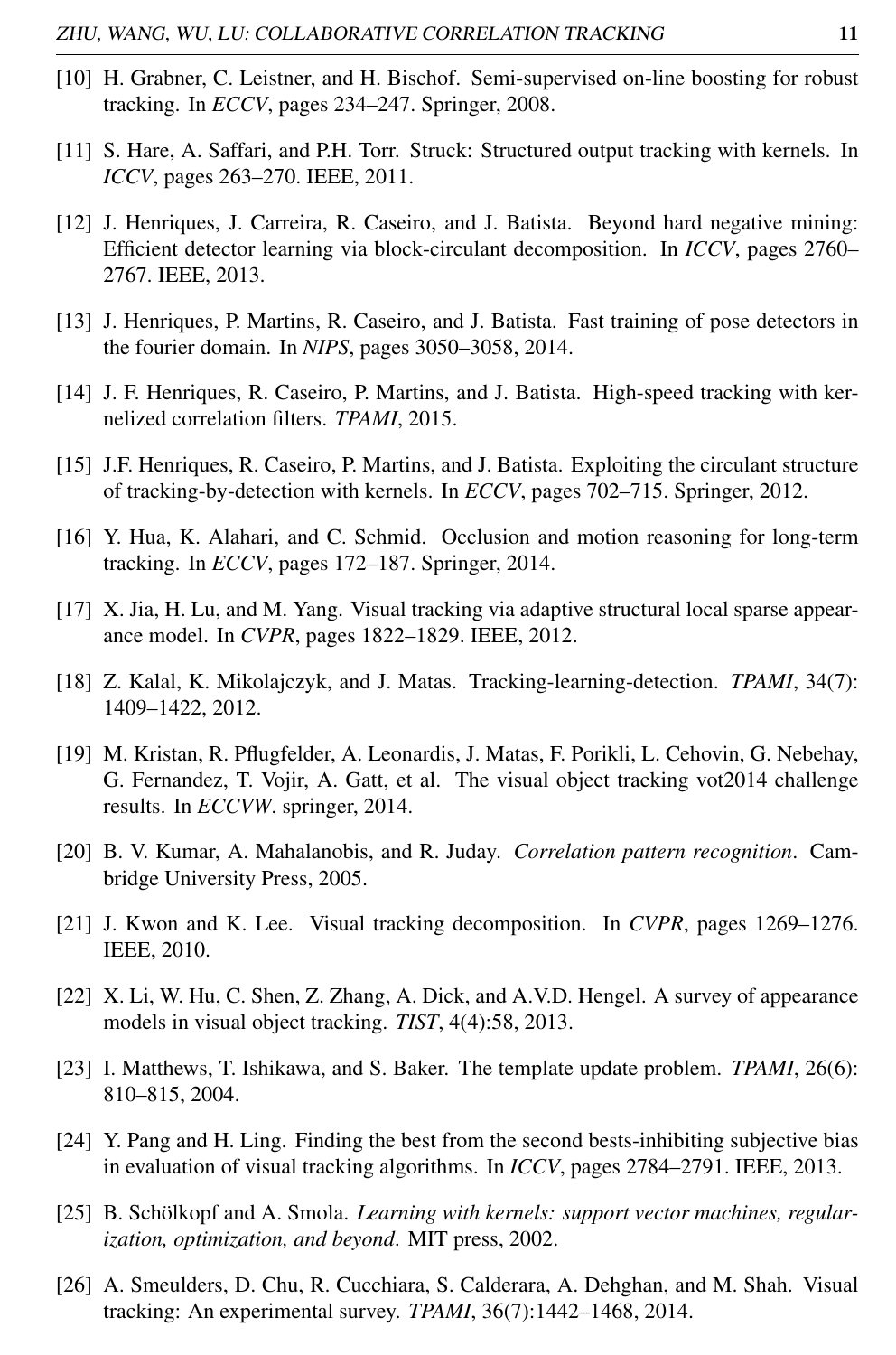[10] H. Grabner, C. Leistner, and H. Bischof. Semi-supervised on-line boosting for robust tracking. In *ECCV*, pages 234–247. Springer, 2008.

[11] S. Hare, A. Saffari, and P.H. Torr. Struck: Structured output tracking with kernels. In *ICCV*, pages 263–270. IEEE, 2011.

[12] J. Henriques, J. Carreira, R. Caseiro, and J. Batista. Beyond hard negative mining: Efficient detector learning via block-circulant decomposition. In *ICCV*, pages 2760–2767. IEEE, 2013.

[13] J. Henriques, P. Martins, R. Caseiro, and J. Batista. Fast training of pose detectors in the fourier domain. In *NIPS*, pages 3050–3058, 2014.

[14] J. F. Henriques, R. Caseiro, P. Martins, and J. Batista. High-speed tracking with kernelized correlation filters. *TPAMI*, 2015.

[15] J.F. Henriques, R. Caseiro, P. Martins, and J. Batista. Exploiting the circulant structure of tracking-by-detection with kernels. In *ECCV*, pages 702–715. Springer, 2012.

[16] Y. Hua, K. Alahari, and C. Schmid. Occlusion and motion reasoning for long-term tracking. In *ECCV*, pages 172–187. Springer, 2014.

[17] X. Jia, H. Lu, and M. Yang. Visual tracking via adaptive structural local sparse appearance model. In *CVPR*, pages 1822–1829. IEEE, 2012.

[18] Z. Kalal, K. Mikolajczyk, and J. Matas. Tracking-learning-detection. *TPAMI*, 34(7): 1409–1422, 2012.

[19] M. Kristan, R. Pflugfelder, A. Leonardis, J. Matas, F. Porikli, L. Cehovin, G. Nebehay, G. Fernandez, T. Vojir, A. Gatt, et al. The visual object tracking vot2014 challenge results. In *ECCVW*. springer, 2014.

[20] B. V. Kumar, A. Mahalanobis, and R. Juday. *Correlation pattern recognition*. Cambridge University Press, 2005.

[21] J. Kwon and K. Lee. Visual tracking decomposition. In *CVPR*, pages 1269–1276. IEEE, 2010.

[22] X. Li, W. Hu, C. Shen, Z. Zhang, A. Dick, and A.V.D. Hengel. A survey of appearance models in visual object tracking. *TIST*, 4(4):58, 2013.

[23] I. Matthews, T. Ishikawa, and S. Baker. The template update problem. *TPAMI*, 26(6): 810–815, 2004.

[24] Y. Pang and H. Ling. Finding the best from the second bests-inhibiting subjective bias in evaluation of visual tracking algorithms. In *ICCV*, pages 2784–2791. IEEE, 2013.

[25] B. Schölkopf and A. Smola. *Learning with kernels: support vector machines, regularization, optimization, and beyond*. MIT press, 2002.

[26] A. Smeulders, D. Chu, R. Cucchiara, S. Calderara, A. Dehghan, and M. Shah. Visual tracking: An experimental survey. *TPAMI*, 36(7):1442–1468, 2014.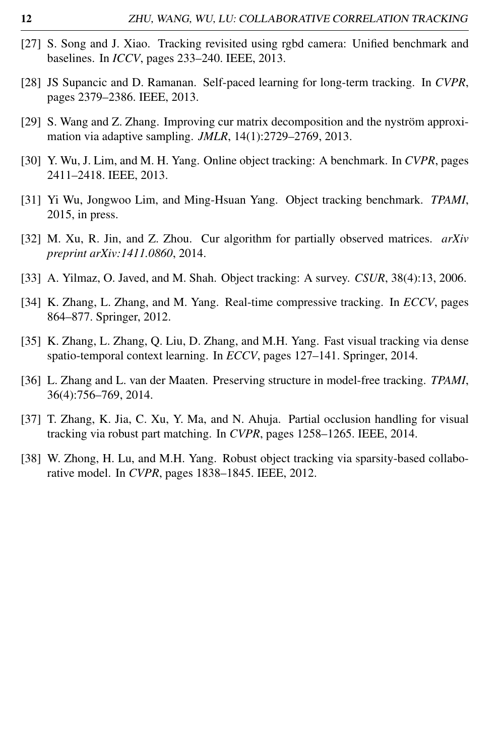[27] S. Song and J. Xiao. Tracking revisited using rgbd camera: Unified benchmark and baselines. In *ICCV*, pages 233–240. IEEE, 2013.

[28] JS Supancic and D. Ramanan. Self-paced learning for long-term tracking. In *CVPR*, pages 2379–2386. IEEE, 2013.

[29] S. Wang and Z. Zhang. Improving cur matrix decomposition and the nyström approximation via adaptive sampling. *JMLR*, 14(1):2729–2769, 2013.

[30] Y. Wu, J. Lim, and M. H. Yang. Online object tracking: A benchmark. In *CVPR*, pages 2411–2418. IEEE, 2013.

[31] Yi Wu, Jongwoo Lim, and Ming-Hsuan Yang. Object tracking benchmark. *TPAMI*, 2015, in press.

[32] M. Xu, R. Jin, and Z. Zhou. Cur algorithm for partially observed matrices. *arXiv preprint arXiv:1411.0860*, 2014.

[33] A. Yilmaz, O. Javed, and M. Shah. Object tracking: A survey. *CSUR*, 38(4):13, 2006.

[34] K. Zhang, L. Zhang, and M. Yang. Real-time compressive tracking. In *ECCV*, pages 864–877. Springer, 2012.

[35] K. Zhang, L. Zhang, Q. Liu, D. Zhang, and M.H. Yang. Fast visual tracking via dense spatio-temporal context learning. In *ECCV*, pages 127–141. Springer, 2014.

[36] L. Zhang and L. van der Maaten. Preserving structure in model-free tracking. *TPAMI*, 36(4):756–769, 2014.

[37] T. Zhang, K. Jia, C. Xu, Y. Ma, and N. Ahuja. Partial occlusion handling for visual tracking via robust part matching. In *CVPR*, pages 1258–1265. IEEE, 2014.

[38] W. Zhong, H. Lu, and M.H. Yang. Robust object tracking via sparsity-based collaborative model. In *CVPR*, pages 1838–1845. IEEE, 2012.